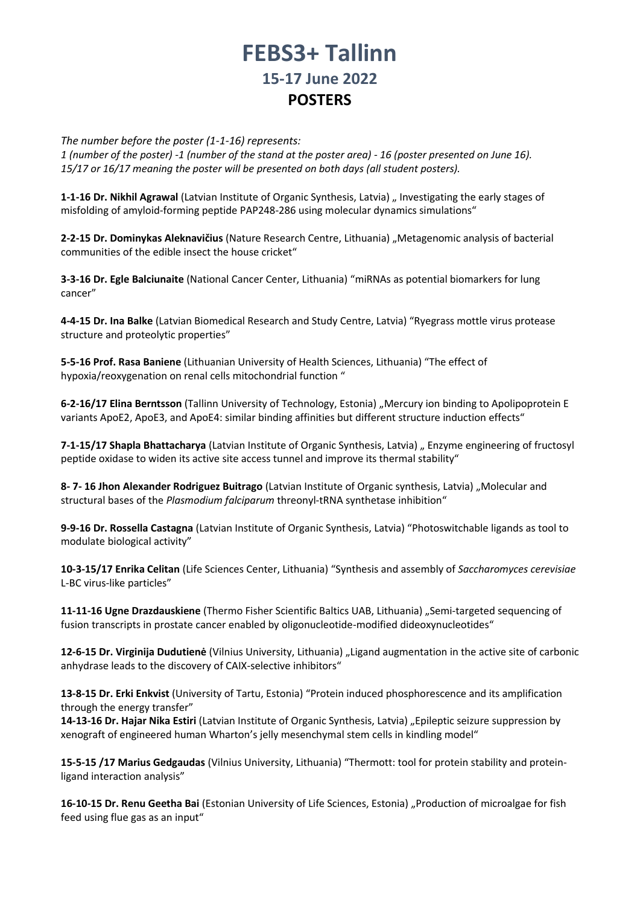# FEBS3+ Tallinn

## 15-17 June 2022

## POSTERS

*The number before the poster (1-1-16) represents:*
*1 (number of the poster) -1 (number of the stand at the poster area) - 16 (poster presented on June 16). 15/17 or 16/17 meaning the poster will be presented on both days (all student posters).*

**1-1-16 Dr. Nikhil Agrawal** (Latvian Institute of Organic Synthesis, Latvia) „ Investigating the early stages of misfolding of amyloid-forming peptide PAP248-286 using molecular dynamics simulations"

**2-2-15 Dr. Dominykas Aleknavičius** (Nature Research Centre, Lithuania) „Metagenomic analysis of bacterial communities of the edible insect the house cricket"

**3-3-16 Dr. Egle Balciunaite** (National Cancer Center, Lithuania) "miRNAs as potential biomarkers for lung cancer"

**4-4-15 Dr. Ina Balke** (Latvian Biomedical Research and Study Centre, Latvia) "Ryegrass mottle virus protease structure and proteolytic properties"

**5-5-16 Prof. Rasa Baniene** (Lithuanian University of Health Sciences, Lithuania) "The effect of hypoxia/reoxygenation on renal cells mitochondrial function "

**6-2-16/17 Elina Berntsson** (Tallinn University of Technology, Estonia) „Mercury ion binding to Apolipoprotein E variants ApoE2, ApoE3, and ApoE4: similar binding affinities but different structure induction effects"

**7-1-15/17 Shapla Bhattacharya** (Latvian Institute of Organic Synthesis, Latvia) „ Enzyme engineering of fructosyl peptide oxidase to widen its active site access tunnel and improve its thermal stability"

**8- 7- 16 Jhon Alexander Rodriguez Buitrago** (Latvian Institute of Organic synthesis, Latvia) „Molecular and structural bases of the *Plasmodium falciparum* threonyl-tRNA synthetase inhibition"

**9-9-16 Dr. Rossella Castagna** (Latvian Institute of Organic Synthesis, Latvia) "Photoswitchable ligands as tool to modulate biological activity"

**10-3-15/17 Enrika Celitan** (Life Sciences Center, Lithuania) "Synthesis and assembly of *Saccharomyces cerevisiae* L-BC virus-like particles"

**11-11-16 Ugne Drazdauskiene** (Thermo Fisher Scientific Baltics UAB, Lithuania) „Semi-targeted sequencing of fusion transcripts in prostate cancer enabled by oligonucleotide-modified dideoxynucleotides"

**12-6-15 Dr. Virginija Dudutienė** (Vilnius University, Lithuania) „Ligand augmentation in the active site of carbonic anhydrase leads to the discovery of CAIX-selective inhibitors"

**13-8-15 Dr. Erki Enkvist** (University of Tartu, Estonia) "Protein induced phosphorescence and its amplification through the energy transfer"

**14-13-16 Dr. Hajar Nika Estiri** (Latvian Institute of Organic Synthesis, Latvia) „Epileptic seizure suppression by xenograft of engineered human Wharton's jelly mesenchymal stem cells in kindling model"

**15-5-15 /17 Marius Gedgaudas** (Vilnius University, Lithuania) "Thermott: tool for protein stability and protein-ligand interaction analysis"

**16-10-15 Dr. Renu Geetha Bai** (Estonian University of Life Sciences, Estonia) „Production of microalgae for fish feed using flue gas as an input"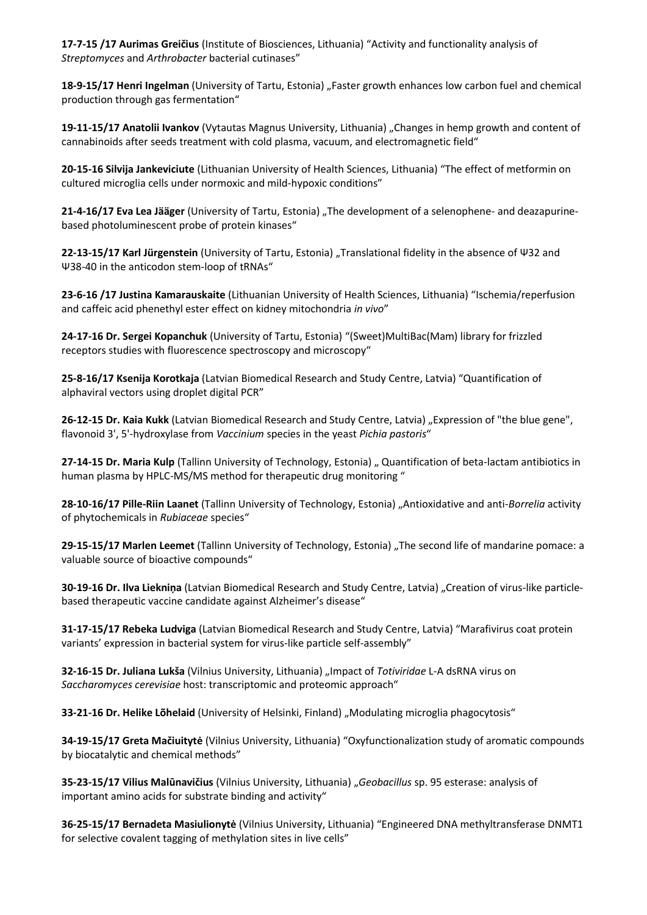**17-7-15 /17 Aurimas Greičius** (Institute of Biosciences, Lithuania) "Activity and functionality analysis of *Streptomyces* and *Arthrobacter* bacterial cutinases"

**18-9-15/17 Henri Ingelman** (University of Tartu, Estonia) „Faster growth enhances low carbon fuel and chemical production through gas fermentation"

**19-11-15/17 Anatolii Ivankov** (Vytautas Magnus University, Lithuania) „Changes in hemp growth and content of cannabinoids after seeds treatment with cold plasma, vacuum, and electromagnetic field"

**20-15-16 Silvija Jankeviciute** (Lithuanian University of Health Sciences, Lithuania) "The effect of metformin on cultured microglia cells under normoxic and mild-hypoxic conditions"

**21-4-16/17 Eva Lea Jääger** (University of Tartu, Estonia) „The development of a selenophene- and deazapurine-based photoluminescent probe of protein kinases"

**22-13-15/17 Karl Jürgenstein** (University of Tartu, Estonia) „Translational fidelity in the absence of Ψ32 and Ψ38-40 in the anticodon stem-loop of tRNAs"

**23-6-16 /17 Justina Kamarauskaite** (Lithuanian University of Health Sciences, Lithuania) "Ischemia/reperfusion and caffeic acid phenethyl ester effect on kidney mitochondria *in vivo*"

**24-17-16 Dr. Sergei Kopanchuk** (University of Tartu, Estonia) "(Sweet)MultiBac(Mam) library for frizzled receptors studies with fluorescence spectroscopy and microscopy"

**25-8-16/17 Ksenija Korotkaja** (Latvian Biomedical Research and Study Centre, Latvia) "Quantification of alphaviral vectors using droplet digital PCR"

**26-12-15 Dr. Kaia Kukk** (Latvian Biomedical Research and Study Centre, Latvia) „Expression of "the blue gene", flavonoid 3', 5'-hydroxylase from *Vaccinium* species in the yeast *Pichia pastoris*"

**27-14-15 Dr. Maria Kulp** (Tallinn University of Technology, Estonia) „ Quantification of beta-lactam antibiotics in human plasma by HPLC-MS/MS method for therapeutic drug monitoring "

**28-10-16/17 Pille-Riin Laanet** (Tallinn University of Technology, Estonia) „Antioxidative and anti-*Borrelia* activity of phytochemicals in *Rubiaceae* species"

**29-15-15/17 Marlen Leemet** (Tallinn University of Technology, Estonia) „The second life of mandarine pomace: a valuable source of bioactive compounds"

**30-19-16 Dr. Ilva Liekniņa** (Latvian Biomedical Research and Study Centre, Latvia) „Creation of virus-like particle-based therapeutic vaccine candidate against Alzheimer's disease"

**31-17-15/17 Rebeka Ludviga** (Latvian Biomedical Research and Study Centre, Latvia) "Marafivirus coat protein variants' expression in bacterial system for virus-like particle self-assembly"

**32-16-15 Dr. Juliana Lukša** (Vilnius University, Lithuania) „Impact of *Totiviridae* L-A dsRNA virus on *Saccharomyces cerevisiae* host: transcriptomic and proteomic approach"

**33-21-16 Dr. Helike Lõhelaid** (University of Helsinki, Finland) „Modulating microglia phagocytosis"

**34-19-15/17 Greta Mačiuitytė** (Vilnius University, Lithuania) "Oxyfunctionalization study of aromatic compounds by biocatalytic and chemical methods"

**35-23-15/17 Vilius Malūnavičius** (Vilnius University, Lithuania) „*Geobacillus* sp. 95 esterase: analysis of important amino acids for substrate binding and activity"

**36-25-15/17 Bernadeta Masiulionytė** (Vilnius University, Lithuania) "Engineered DNA methyltransferase DNMT1 for selective covalent tagging of methylation sites in live cells"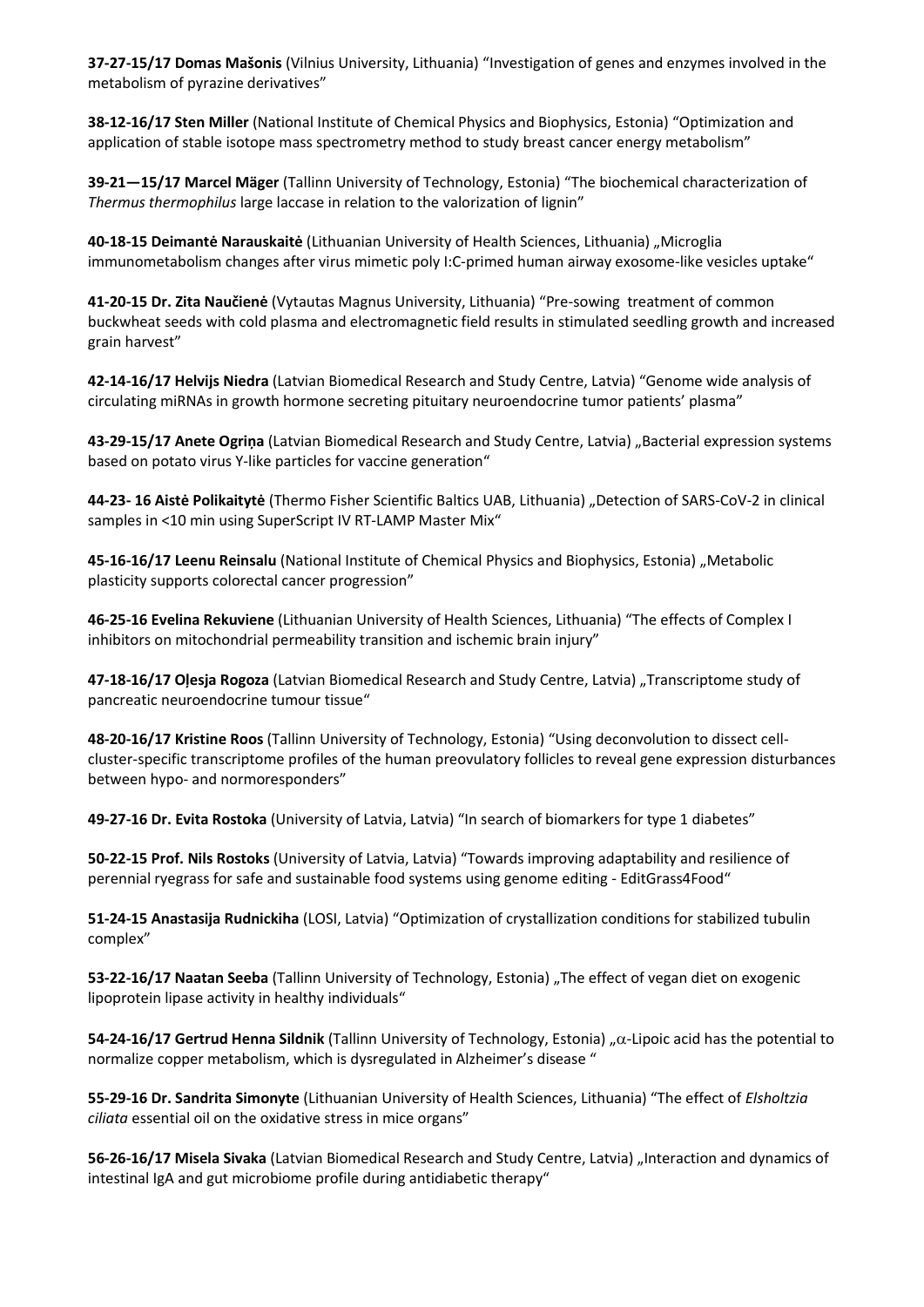**37-27-15/17 Domas Mašonis** (Vilnius University, Lithuania) "Investigation of genes and enzymes involved in the metabolism of pyrazine derivatives"

**38-12-16/17 Sten Miller** (National Institute of Chemical Physics and Biophysics, Estonia) "Optimization and application of stable isotope mass spectrometry method to study breast cancer energy metabolism"

**39-21—15/17 Marcel Mäger** (Tallinn University of Technology, Estonia) "The biochemical characterization of *Thermus thermophilus* large laccase in relation to the valorization of lignin"

**40-18-15 Deimantė Narauskaitė** (Lithuanian University of Health Sciences, Lithuania) „Microglia immunometabolism changes after virus mimetic poly I:C-primed human airway exosome-like vesicles uptake"

**41-20-15 Dr. Zita Naučienė** (Vytautas Magnus University, Lithuania) "Pre-sowing treatment of common buckwheat seeds with cold plasma and electromagnetic field results in stimulated seedling growth and increased grain harvest"

**42-14-16/17 Helvijs Niedra** (Latvian Biomedical Research and Study Centre, Latvia) "Genome wide analysis of circulating miRNAs in growth hormone secreting pituitary neuroendocrine tumor patients' plasma"

**43-29-15/17 Anete Ogriņa** (Latvian Biomedical Research and Study Centre, Latvia) „Bacterial expression systems based on potato virus Y-like particles for vaccine generation"

**44-23- 16 Aistė Polikaitytė** (Thermo Fisher Scientific Baltics UAB, Lithuania) „Detection of SARS-CoV-2 in clinical samples in <10 min using SuperScript IV RT-LAMP Master Mix"

**45-16-16/17 Leenu Reinsalu** (National Institute of Chemical Physics and Biophysics, Estonia) „Metabolic plasticity supports colorectal cancer progression"

**46-25-16 Evelina Rekuviene** (Lithuanian University of Health Sciences, Lithuania) "The effects of Complex I inhibitors on mitochondrial permeability transition and ischemic brain injury"

**47-18-16/17 Oļesja Rogoza** (Latvian Biomedical Research and Study Centre, Latvia) „Transcriptome study of pancreatic neuroendocrine tumour tissue"

**48-20-16/17 Kristine Roos** (Tallinn University of Technology, Estonia) "Using deconvolution to dissect cell-cluster-specific transcriptome profiles of the human preovulatory follicles to reveal gene expression disturbances between hypo- and normoresponders"

**49-27-16 Dr. Evita Rostoka** (University of Latvia, Latvia) "In search of biomarkers for type 1 diabetes"

**50-22-15 Prof. Nils Rostoks** (University of Latvia, Latvia) "Towards improving adaptability and resilience of perennial ryegrass for safe and sustainable food systems using genome editing - EditGrass4Food"

**51-24-15 Anastasija Rudnickiha** (LOSI, Latvia) "Optimization of crystallization conditions for stabilized tubulin complex"

**53-22-16/17 Naatan Seeba** (Tallinn University of Technology, Estonia) „The effect of vegan diet on exogenic lipoprotein lipase activity in healthy individuals"

**54-24-16/17 Gertrud Henna Sildnik** (Tallinn University of Technology, Estonia) „α-Lipoic acid has the potential to normalize copper metabolism, which is dysregulated in Alzheimer's disease "

**55-29-16 Dr. Sandrita Simonyte** (Lithuanian University of Health Sciences, Lithuania) "The effect of *Elsholtzia ciliata* essential oil on the oxidative stress in mice organs"

**56-26-16/17 Misela Sivaka** (Latvian Biomedical Research and Study Centre, Latvia) „Interaction and dynamics of intestinal IgA and gut microbiome profile during antidiabetic therapy"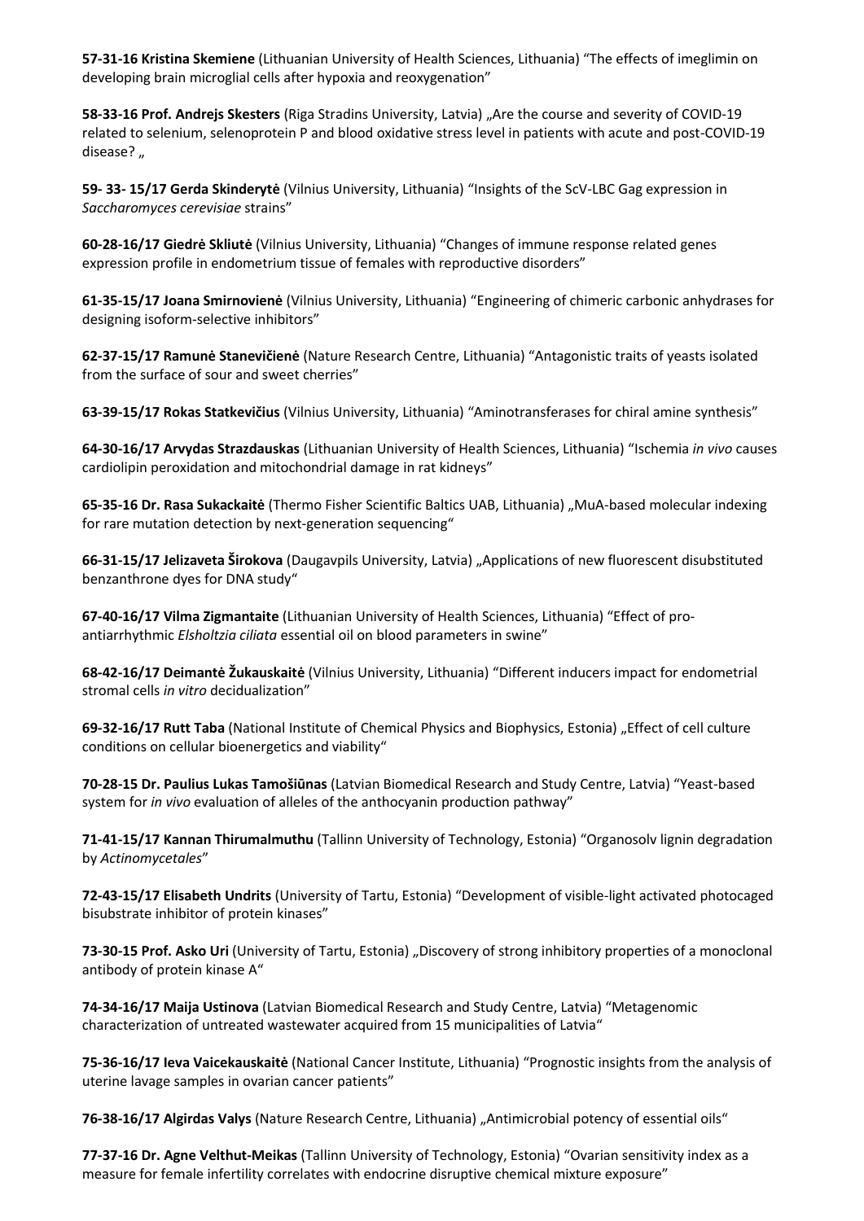**57-31-16 Kristina Skemiene** (Lithuanian University of Health Sciences, Lithuania) "The effects of imeglimin on developing brain microglial cells after hypoxia and reoxygenation"

**58-33-16 Prof. Andrejs Skesters** (Riga Stradins University, Latvia) „Are the course and severity of COVID-19 related to selenium, selenoprotein P and blood oxidative stress level in patients with acute and post-COVID-19 disease? „

**59- 33- 15/17 Gerda Skinderytė** (Vilnius University, Lithuania) "Insights of the ScV-LBC Gag expression in *Saccharomyces cerevisiae* strains"

**60-28-16/17 Giedrė Skliutė** (Vilnius University, Lithuania) "Changes of immune response related genes expression profile in endometrium tissue of females with reproductive disorders"

**61-35-15/17 Joana Smirnovienė** (Vilnius University, Lithuania) "Engineering of chimeric carbonic anhydrases for designing isoform-selective inhibitors"

**62-37-15/17 Ramunė Stanevičienė** (Nature Research Centre, Lithuania) "Antagonistic traits of yeasts isolated from the surface of sour and sweet cherries"

**63-39-15/17 Rokas Statkevičius** (Vilnius University, Lithuania) "Aminotransferases for chiral amine synthesis"

**64-30-16/17 Arvydas Strazdauskas** (Lithuanian University of Health Sciences, Lithuania) "Ischemia *in vivo* causes cardiolipin peroxidation and mitochondrial damage in rat kidneys"

**65-35-16 Dr. Rasa Sukackaitė** (Thermo Fisher Scientific Baltics UAB, Lithuania) „MuA-based molecular indexing for rare mutation detection by next-generation sequencing"

**66-31-15/17 Jelizaveta Širokova** (Daugavpils University, Latvia) „Applications of new fluorescent disubstituted benzanthrone dyes for DNA study"

**67-40-16/17 Vilma Zigmantaite** (Lithuanian University of Health Sciences, Lithuania) "Effect of pro-antiarrhythmic *Elsholtzia ciliata* essential oil on blood parameters in swine"

**68-42-16/17 Deimantė Žukauskaitė** (Vilnius University, Lithuania) "Different inducers impact for endometrial stromal cells *in vitro* decidualization"

**69-32-16/17 Rutt Taba** (National Institute of Chemical Physics and Biophysics, Estonia) „Effect of cell culture conditions on cellular bioenergetics and viability"

**70-28-15 Dr. Paulius Lukas Tamošiūnas** (Latvian Biomedical Research and Study Centre, Latvia) "Yeast-based system for *in vivo* evaluation of alleles of the anthocyanin production pathway"

**71-41-15/17 Kannan Thirumalmuthu** (Tallinn University of Technology, Estonia) "Organosolv lignin degradation by *Actinomycetales*"

**72-43-15/17 Elisabeth Undrits** (University of Tartu, Estonia) "Development of visible-light activated photocaged bisubstrate inhibitor of protein kinases"

**73-30-15 Prof. Asko Uri** (University of Tartu, Estonia) „Discovery of strong inhibitory properties of a monoclonal antibody of protein kinase A"

**74-34-16/17 Maija Ustinova** (Latvian Biomedical Research and Study Centre, Latvia) "Metagenomic characterization of untreated wastewater acquired from 15 municipalities of Latvia"

**75-36-16/17 Ieva Vaicekauskaitė** (National Cancer Institute, Lithuania) "Prognostic insights from the analysis of uterine lavage samples in ovarian cancer patients"

**76-38-16/17 Algirdas Valys** (Nature Research Centre, Lithuania) „Antimicrobial potency of essential oils"

**77-37-16 Dr. Agne Velthut-Meikas** (Tallinn University of Technology, Estonia) "Ovarian sensitivity index as a measure for female infertility correlates with endocrine disruptive chemical mixture exposure"